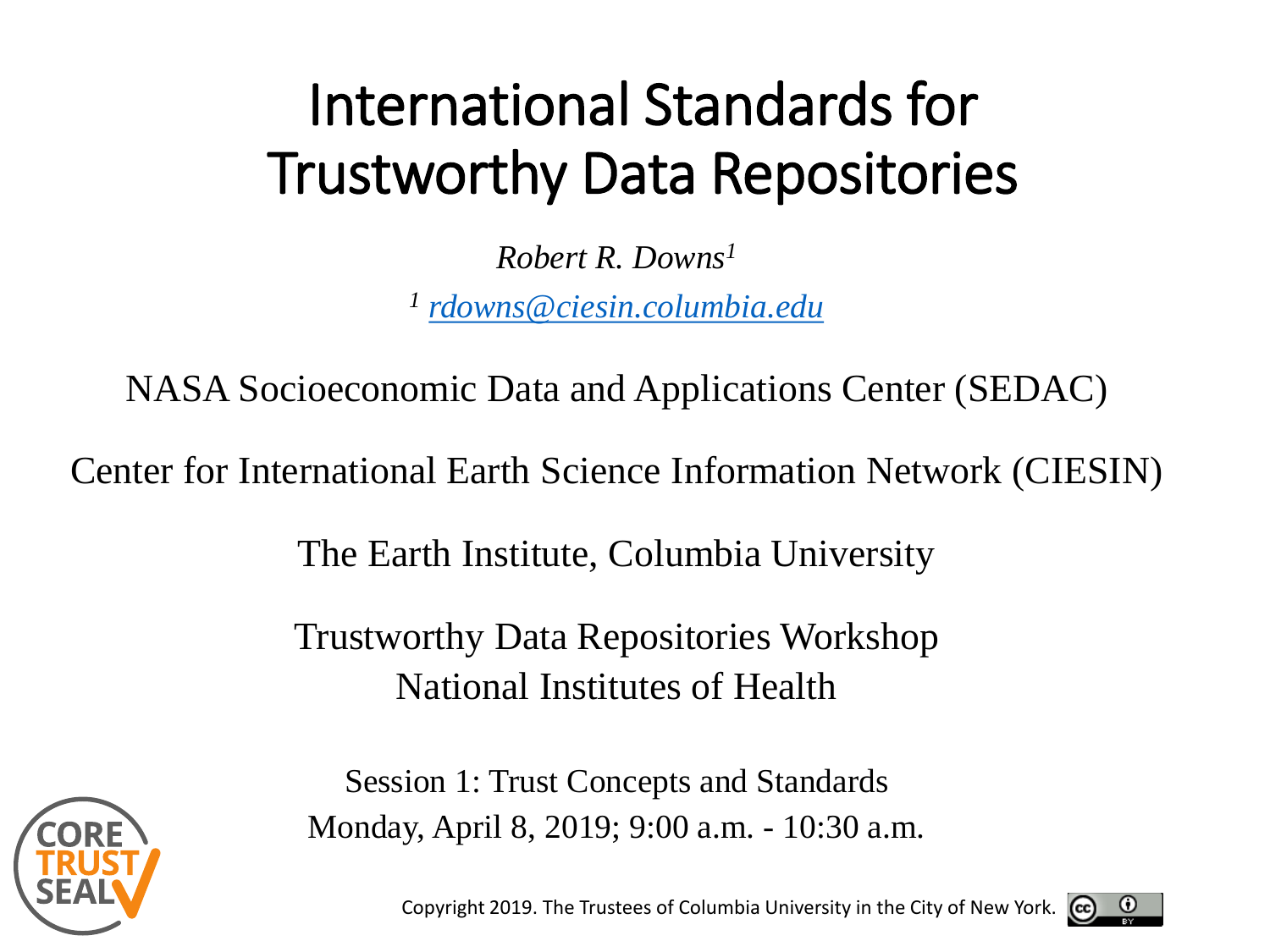# International Standards for Trustworthy Data Repositories

*Robert R. Downs*[1]

[1] *rdowns@ciesin.columbia.edu*

NASA Socioeconomic Data and Applications Center (SEDAC)

Center for International Earth Science Information Network (CIESIN)

The Earth Institute, Columbia University

Trustworthy Data Repositories Workshop
National Institutes of Health

Session 1: Trust Concepts and Standards
Monday, April 8, 2019; 9:00 a.m. - 10:30 a.m.

CORE TRUST SEAL

Copyright 2019. The Trustees of Columbia University in the City of New York.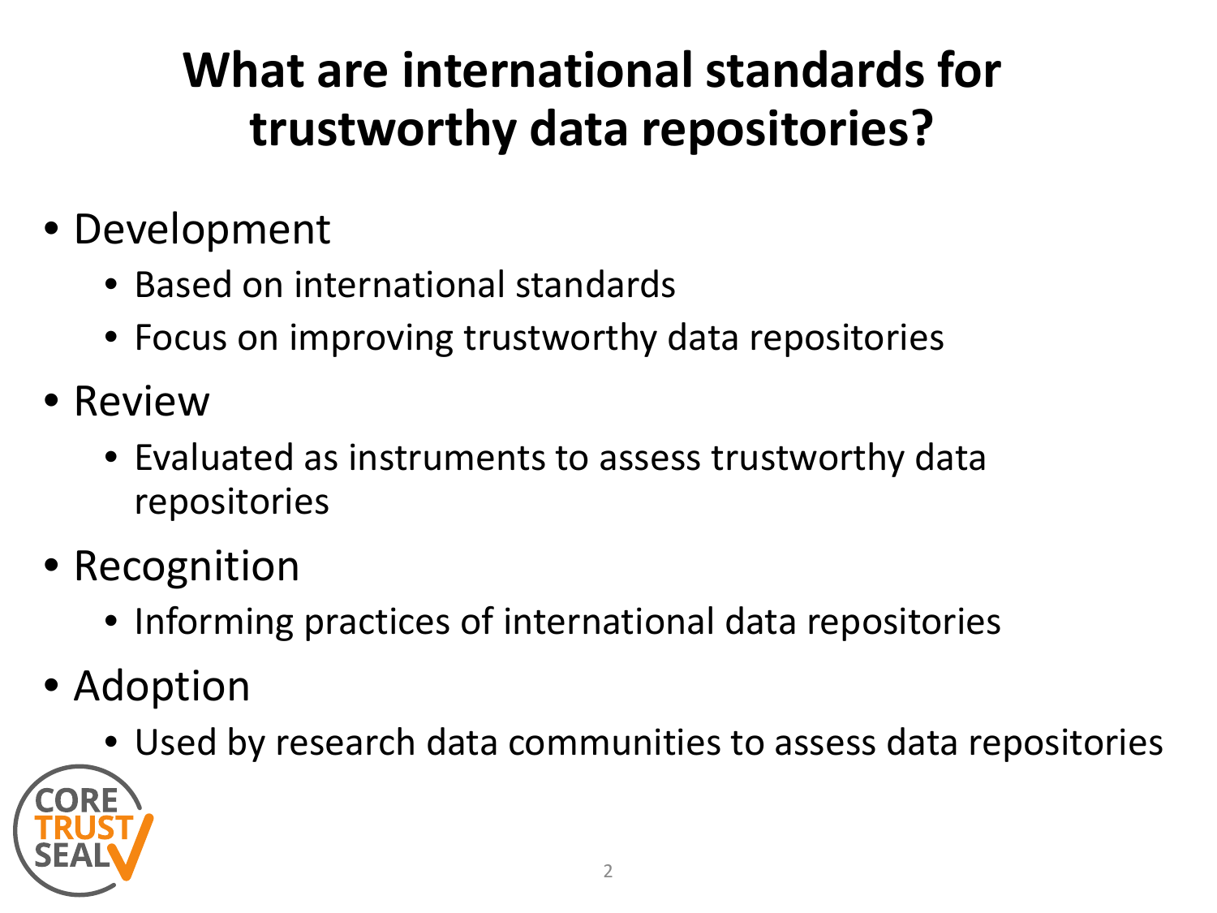# What are international standards for trustworthy data repositories?

- Development
  - Based on international standards
  - Focus on improving trustworthy data repositories
- Review
  - Evaluated as instruments to assess trustworthy data repositories
- Recognition
  - Informing practices of international data repositories
- Adoption
  - Used by research data communities to assess data repositories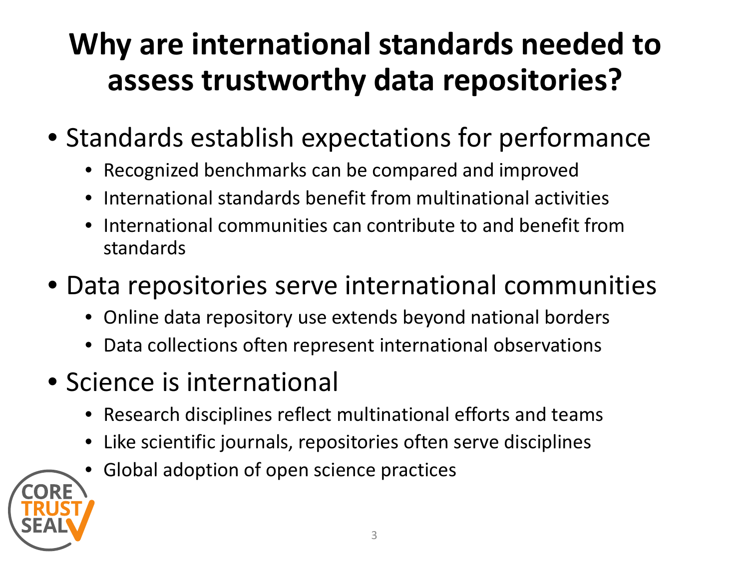# Why are international standards needed to assess trustworthy data repositories?

- Standards establish expectations for performance
  - Recognized benchmarks can be compared and improved
  - International standards benefit from multinational activities
  - International communities can contribute to and benefit from standards
- Data repositories serve international communities
  - Online data repository use extends beyond national borders
  - Data collections often represent international observations
- Science is international
  - Research disciplines reflect multinational efforts and teams
  - Like scientific journals, repositories often serve disciplines
  - Global adoption of open science practices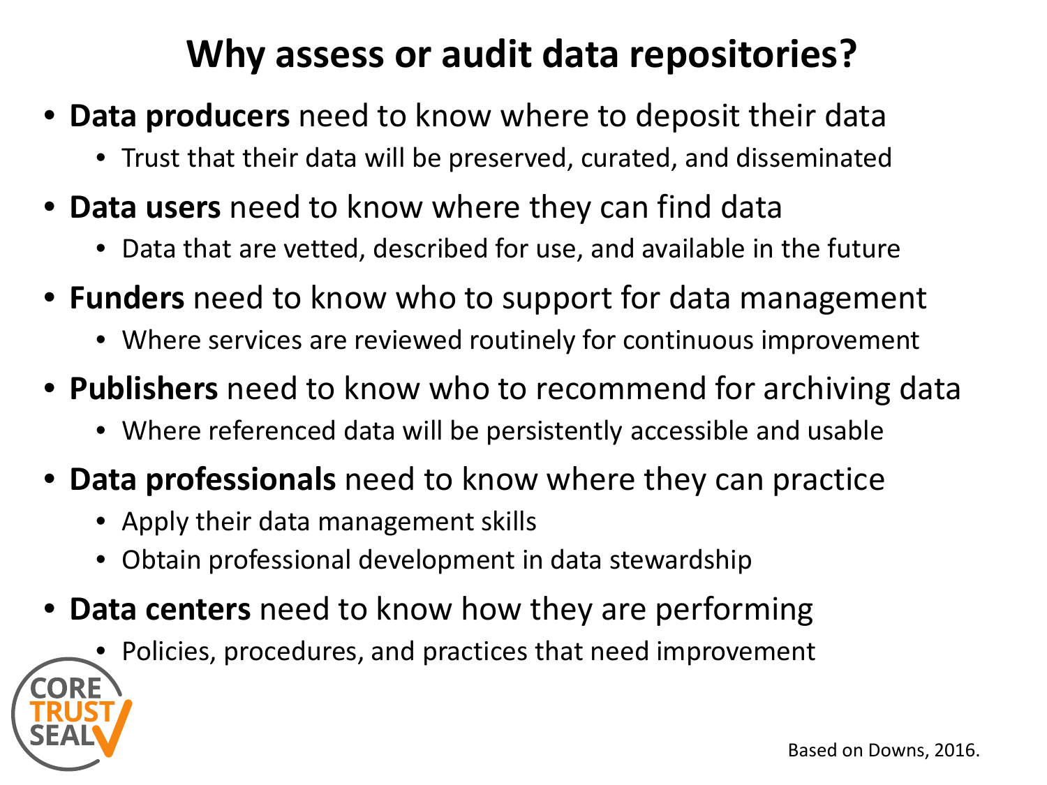# Why assess or audit data repositories?

- **Data producers** need to know where to deposit their data
  - Trust that their data will be preserved, curated, and disseminated
- **Data users** need to know where they can find data
  - Data that are vetted, described for use, and available in the future
- **Funders** need to know who to support for data management
  - Where services are reviewed routinely for continuous improvement
- **Publishers** need to know who to recommend for archiving data
  - Where referenced data will be persistently accessible and usable
- **Data professionals** need to know where they can practice
  - Apply their data management skills
  - Obtain professional development in data stewardship
- **Data centers** need to know how they are performing
  - Policies, procedures, and practices that need improvement

CORE TRUST SEAL

Based on Downs, 2016.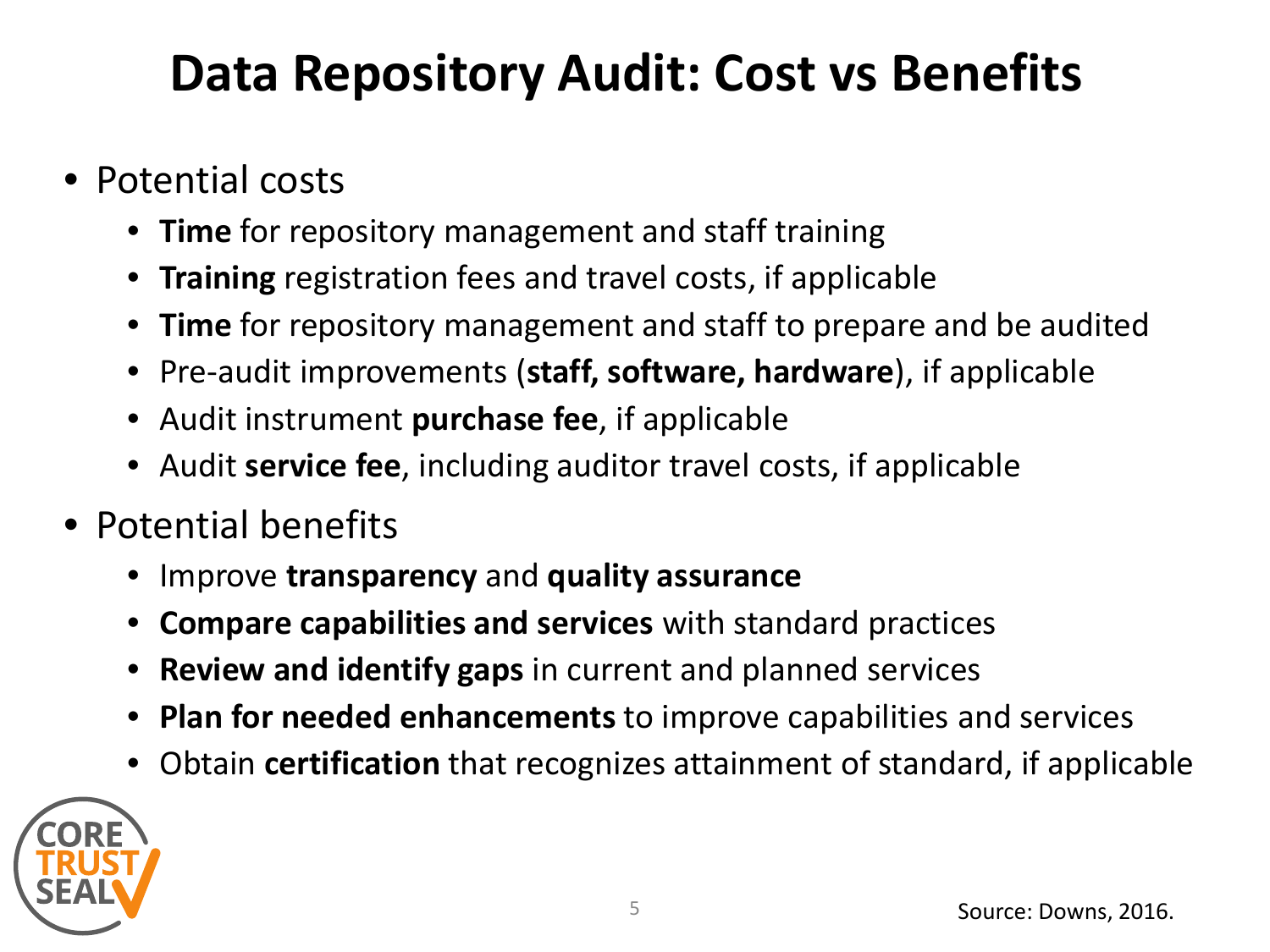# Data Repository Audit: Cost vs Benefits

- Potential costs
  - **Time** for repository management and staff training
  - **Training** registration fees and travel costs, if applicable
  - **Time** for repository management and staff to prepare and be audited
  - Pre-audit improvements (**staff, software, hardware**), if applicable
  - Audit instrument **purchase fee**, if applicable
  - Audit **service fee**, including auditor travel costs, if applicable
- Potential benefits
  - Improve **transparency** and **quality assurance**
  - **Compare capabilities and services** with standard practices
  - **Review and identify gaps** in current and planned services
  - **Plan for needed enhancements** to improve capabilities and services
  - Obtain **certification** that recognizes attainment of standard, if applicable

Source: Downs, 2016.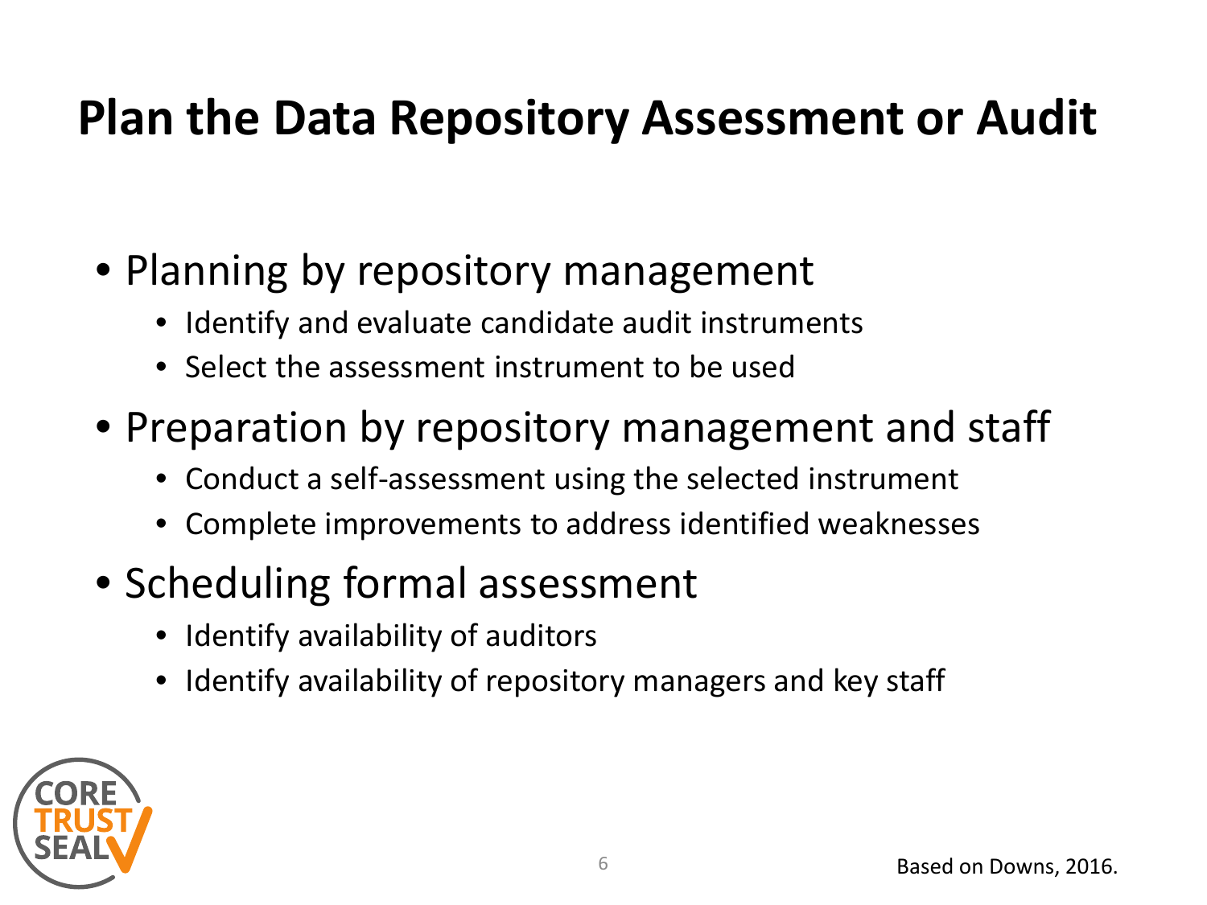# Plan the Data Repository Assessment or Audit

- Planning by repository management
  - Identify and evaluate candidate audit instruments
  - Select the assessment instrument to be used
- Preparation by repository management and staff
  - Conduct a self-assessment using the selected instrument
  - Complete improvements to address identified weaknesses
- Scheduling formal assessment
  - Identify availability of auditors
  - Identify availability of repository managers and key staff

Based on Downs, 2016.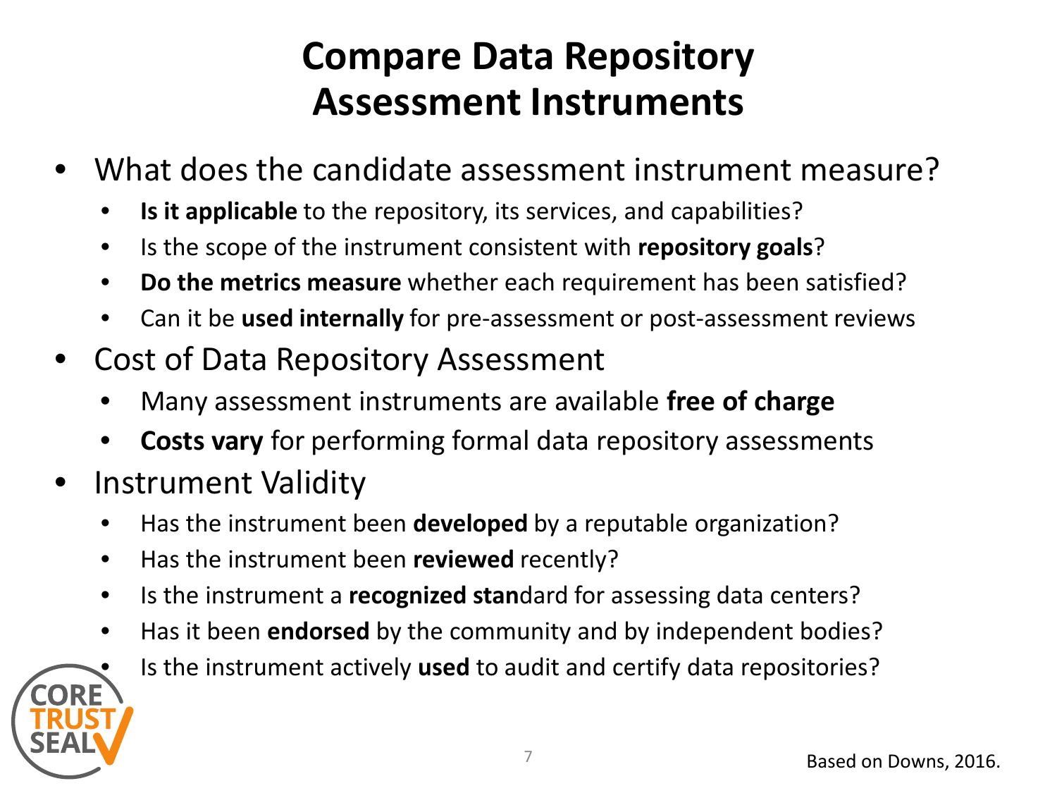# Compare Data Repository Assessment Instruments

- What does the candidate assessment instrument measure?
  - **Is it applicable** to the repository, its services, and capabilities?
  - Is the scope of the instrument consistent with **repository goals**?
  - **Do the metrics measure** whether each requirement has been satisfied?
  - Can it be **used internally** for pre-assessment or post-assessment reviews
- Cost of Data Repository Assessment
  - Many assessment instruments are available **free of charge**
  - **Costs vary** for performing formal data repository assessments
- Instrument Validity
  - Has the instrument been **developed** by a reputable organization?
  - Has the instrument been **reviewed** recently?
  - Is the instrument a **recognized stan**dard for assessing data centers?
  - Has it been **endorsed** by the community and by independent bodies?
  - Is the instrument actively **used** to audit and certify data repositories?

CORE TRUST SEAL

Based on Downs, 2016.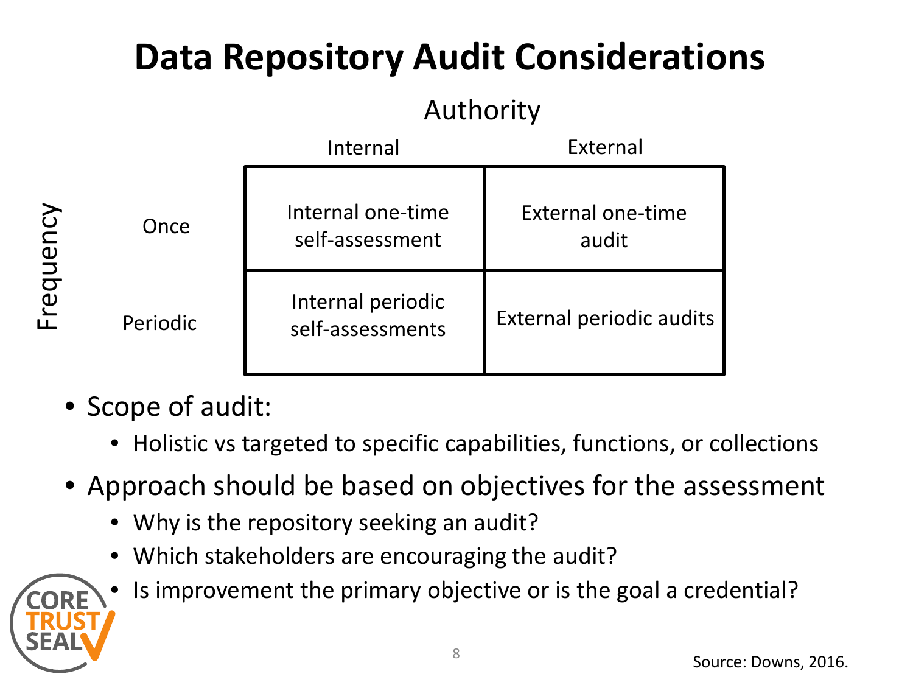# Data Repository Audit Considerations

| Frequency \ Authority | Internal | External |
| --- | --- | --- |
| Once | Internal one-time self-assessment | External one-time audit |
| Periodic | Internal periodic self-assessments | External periodic audits |

- Scope of audit:
  - Holistic vs targeted to specific capabilities, functions, or collections
- Approach should be based on objectives for the assessment
  - Why is the repository seeking an audit?
  - Which stakeholders are encouraging the audit?
  - Is improvement the primary objective or is the goal a credential?

Source: Downs, 2016.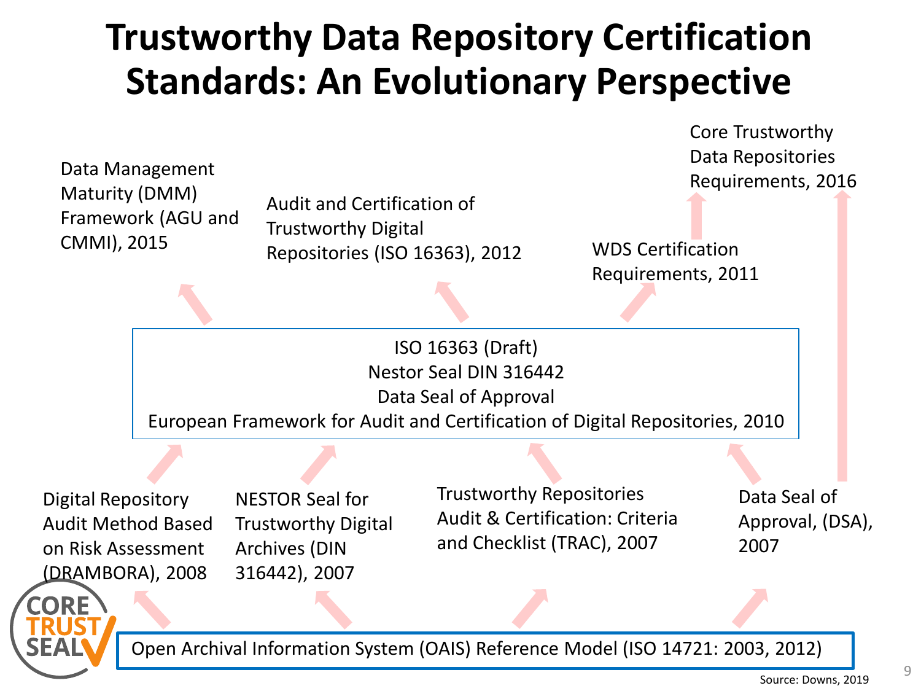# Trustworthy Data Repository Certification Standards: An Evolutionary Perspective

Data Management Maturity (DMM) Framework (AGU and CMMI), 2015

Audit and Certification of Trustworthy Digital Repositories (ISO 16363), 2012

WDS Certification Requirements, 2011

Core Trustworthy Data Repositories Requirements, 2016

ISO 16363 (Draft)
Nestor Seal DIN 316442
Data Seal of Approval
European Framework for Audit and Certification of Digital Repositories, 2010

Digital Repository Audit Method Based on Risk Assessment (DRAMBORA), 2008

NESTOR Seal for Trustworthy Digital Archives (DIN 316442), 2007

Trustworthy Repositories Audit & Certification: Criteria and Checklist (TRAC), 2007

Data Seal of Approval, (DSA), 2007

Open Archival Information System (OAIS) Reference Model (ISO 14721: 2003, 2012)

Source: Downs, 2019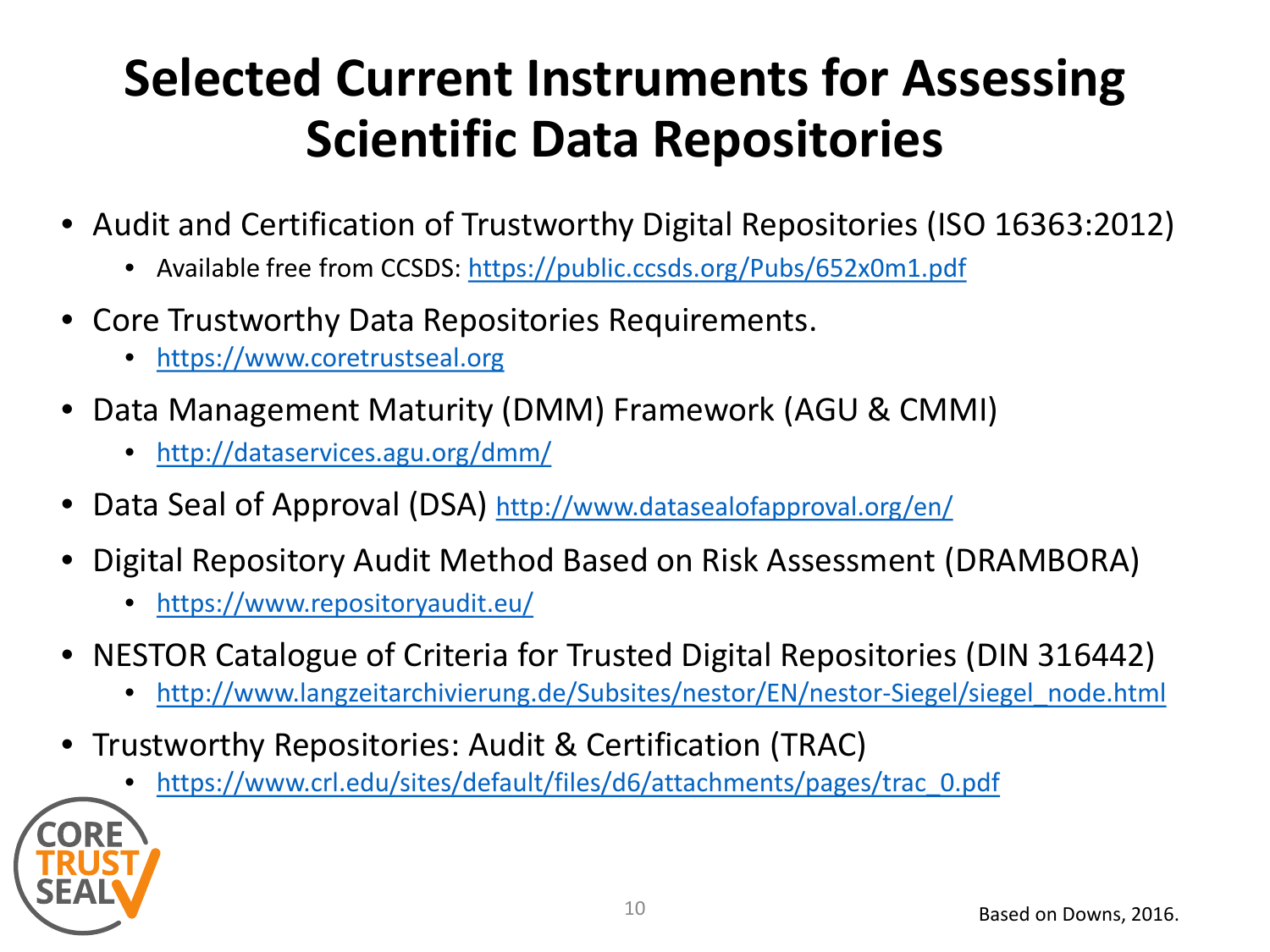# Selected Current Instruments for Assessing Scientific Data Repositories

- Audit and Certification of Trustworthy Digital Repositories (ISO 16363:2012)
  - Available free from CCSDS: https://public.ccsds.org/Pubs/652x0m1.pdf
- Core Trustworthy Data Repositories Requirements.
  - https://www.coretrustseal.org
- Data Management Maturity (DMM) Framework (AGU & CMMI)
  - http://dataservices.agu.org/dmm/
- Data Seal of Approval (DSA) http://www.datasealofapproval.org/en/
- Digital Repository Audit Method Based on Risk Assessment (DRAMBORA)
  - https://www.repositoryaudit.eu/
- NESTOR Catalogue of Criteria for Trusted Digital Repositories (DIN 316442)
  - http://www.langzeitarchivierung.de/Subsites/nestor/EN/nestor-Siegel/siegel_node.html
- Trustworthy Repositories: Audit & Certification (TRAC)
  - https://www.crl.edu/sites/default/files/d6/attachments/pages/trac_0.pdf

Based on Downs, 2016.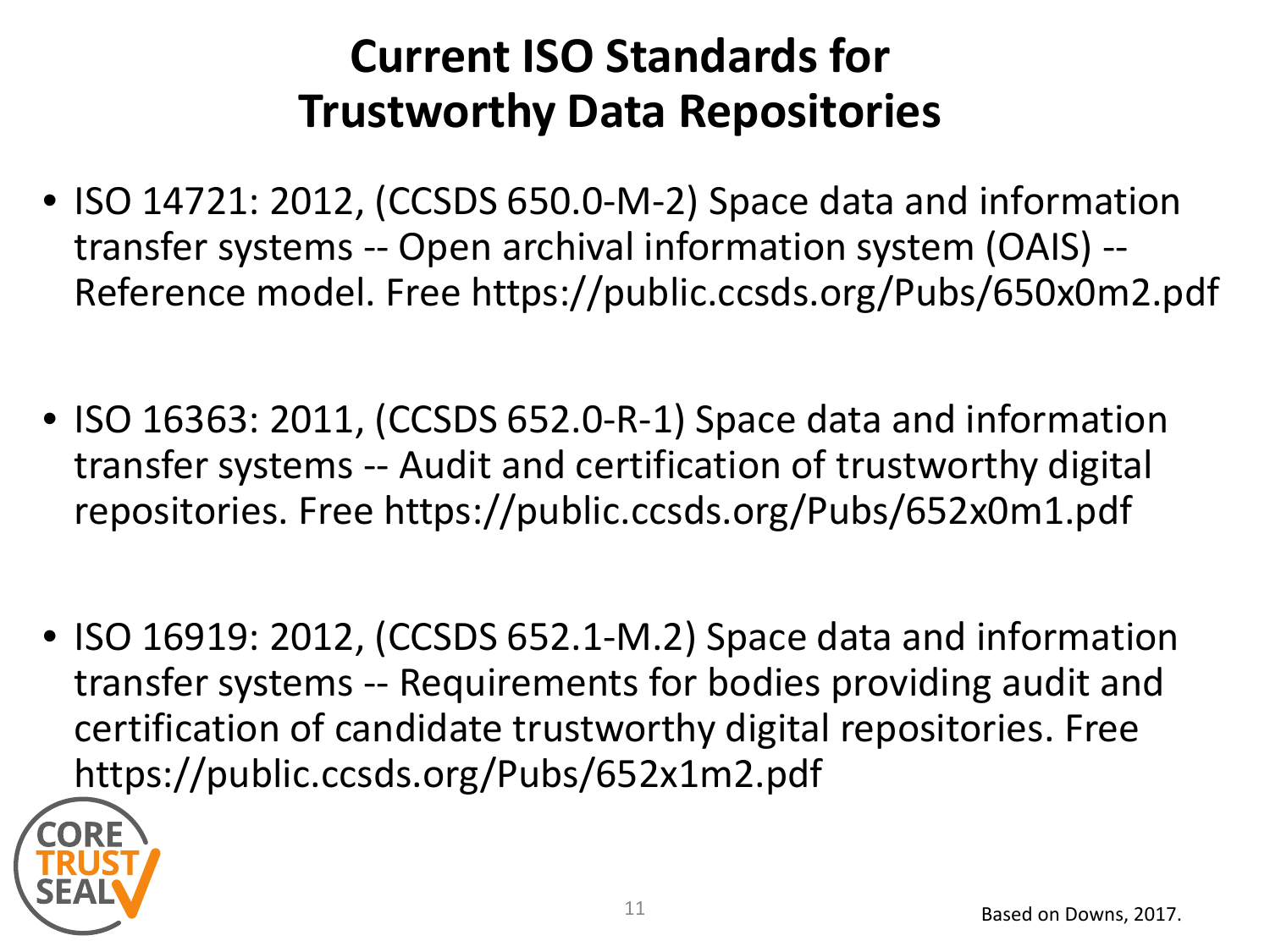# Current ISO Standards for Trustworthy Data Repositories

- ISO 14721: 2012, (CCSDS 650.0-M-2) Space data and information transfer systems -- Open archival information system (OAIS) -- Reference model. Free https://public.ccsds.org/Pubs/650x0m2.pdf

- ISO 16363: 2011, (CCSDS 652.0-R-1) Space data and information transfer systems -- Audit and certification of trustworthy digital repositories. Free https://public.ccsds.org/Pubs/652x0m1.pdf

- ISO 16919: 2012, (CCSDS 652.1-M.2) Space data and information transfer systems -- Requirements for bodies providing audit and certification of candidate trustworthy digital repositories. Free https://public.ccsds.org/Pubs/652x1m2.pdf

Based on Downs, 2017.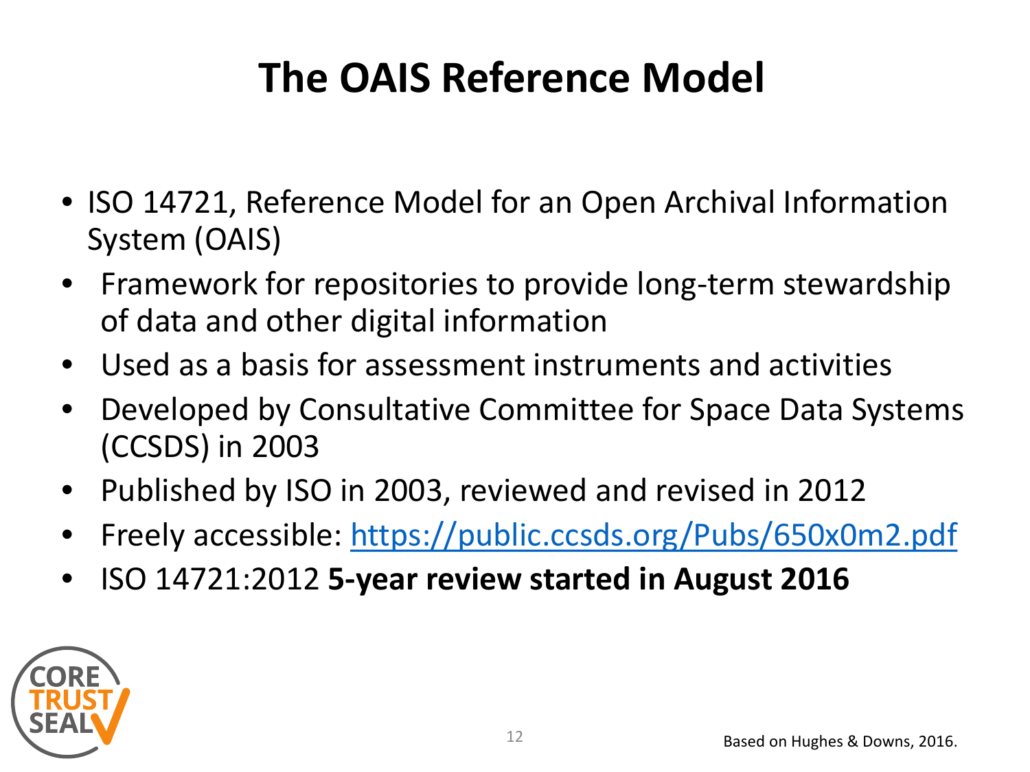# The OAIS Reference Model

- ISO 14721, Reference Model for an Open Archival Information System (OAIS)
- Framework for repositories to provide long-term stewardship of data and other digital information
- Used as a basis for assessment instruments and activities
- Developed by Consultative Committee for Space Data Systems (CCSDS) in 2003
- Published by ISO in 2003, reviewed and revised in 2012
- Freely accessible: https://public.ccsds.org/Pubs/650x0m2.pdf
- ISO 14721:2012 **5-year review started in August 2016**

Based on Hughes & Downs, 2016.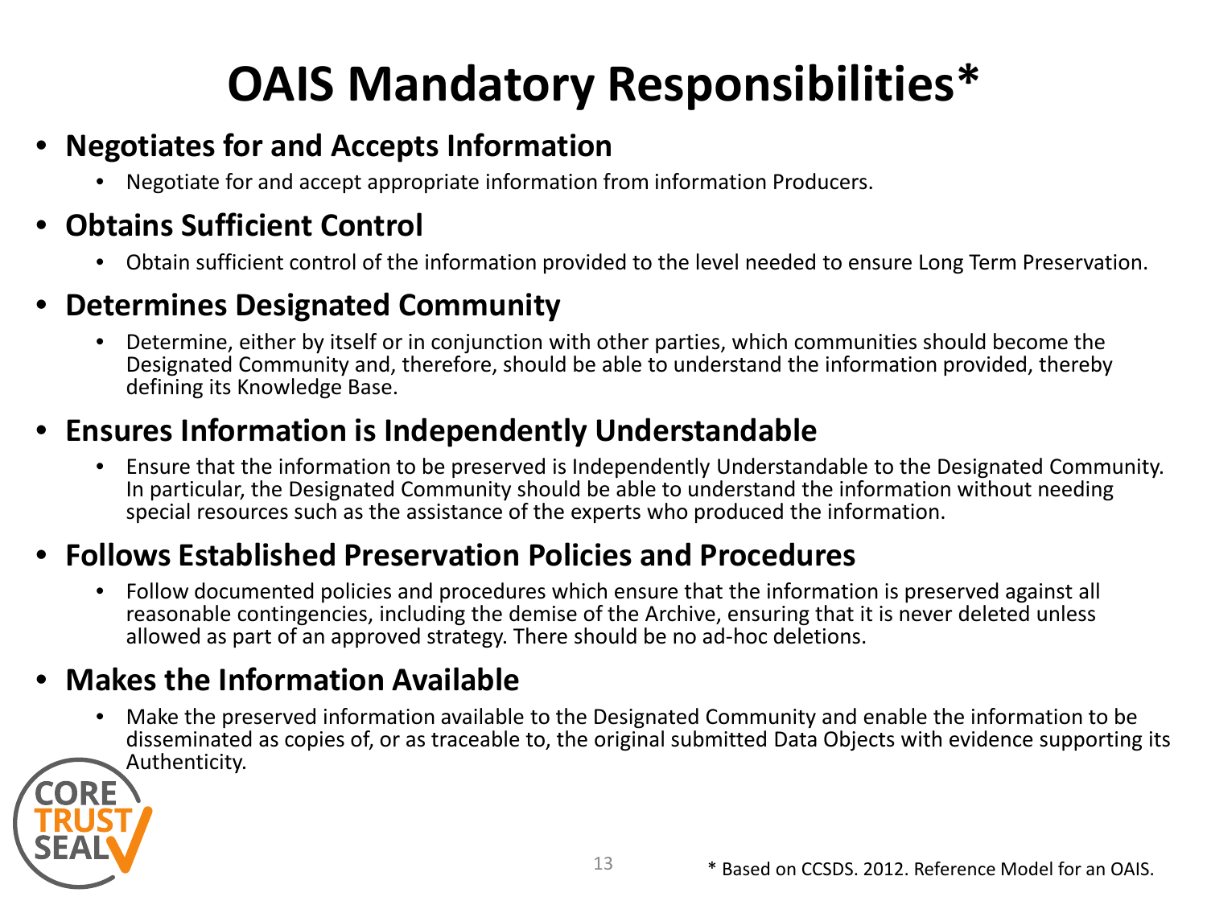# OAIS Mandatory Responsibilities*

- **Negotiates for and Accepts Information**
  - Negotiate for and accept appropriate information from information Producers.
- **Obtains Sufficient Control**
  - Obtain sufficient control of the information provided to the level needed to ensure Long Term Preservation.
- **Determines Designated Community**
  - Determine, either by itself or in conjunction with other parties, which communities should become the Designated Community and, therefore, should be able to understand the information provided, thereby defining its Knowledge Base.
- **Ensures Information is Independently Understandable**
  - Ensure that the information to be preserved is Independently Understandable to the Designated Community. In particular, the Designated Community should be able to understand the information without needing special resources such as the assistance of the experts who produced the information.
- **Follows Established Preservation Policies and Procedures**
  - Follow documented policies and procedures which ensure that the information is preserved against all reasonable contingencies, including the demise of the Archive, ensuring that it is never deleted unless allowed as part of an approved strategy. There should be no ad-hoc deletions.
- **Makes the Information Available**
  - Make the preserved information available to the Designated Community and enable the information to be disseminated as copies of, or as traceable to, the original submitted Data Objects with evidence supporting its Authenticity.

\* Based on CCSDS. 2012. Reference Model for an OAIS.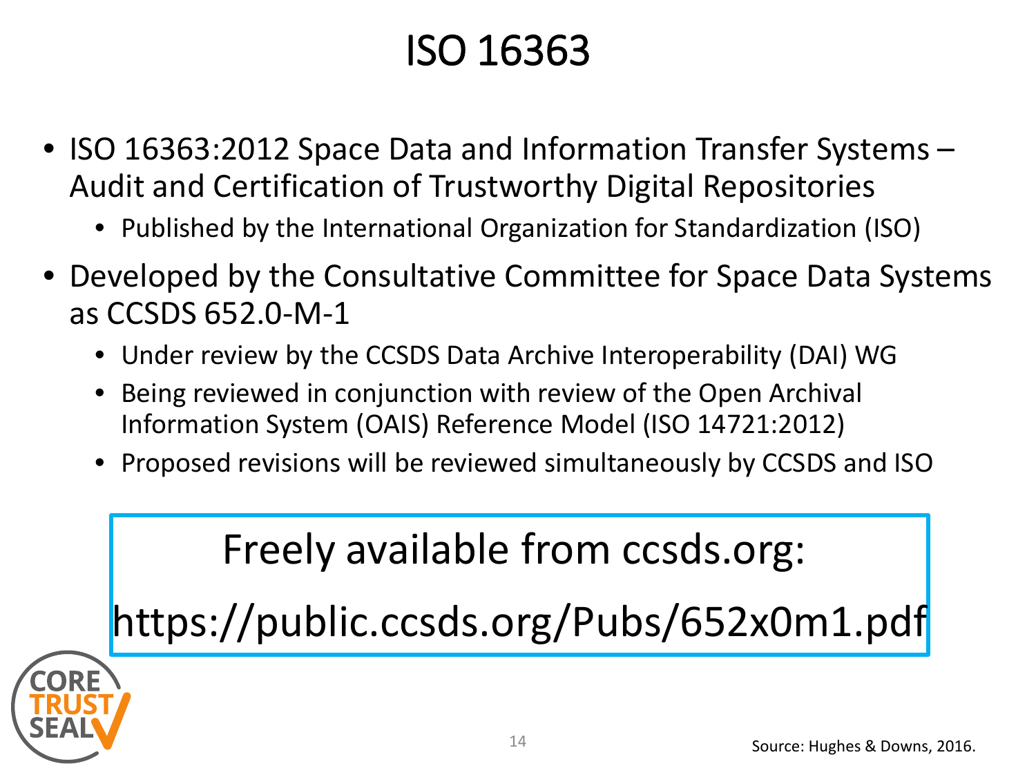# ISO 16363

- ISO 16363:2012 Space Data and Information Transfer Systems – Audit and Certification of Trustworthy Digital Repositories
  - Published by the International Organization for Standardization (ISO)
- Developed by the Consultative Committee for Space Data Systems as CCSDS 652.0-M-1
  - Under review by the CCSDS Data Archive Interoperability (DAI) WG
  - Being reviewed in conjunction with review of the Open Archival Information System (OAIS) Reference Model (ISO 14721:2012)
  - Proposed revisions will be reviewed simultaneously by CCSDS and ISO

Freely available from ccsds.org:

https://public.ccsds.org/Pubs/652x0m1.pdf

Source: Hughes & Downs, 2016.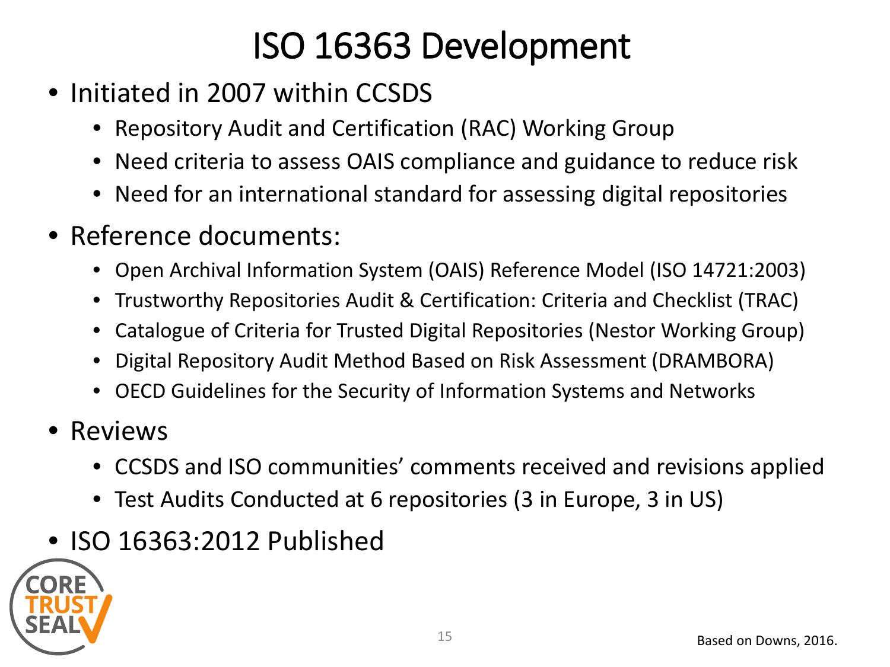# ISO 16363 Development

- Initiated in 2007 within CCSDS
  - Repository Audit and Certification (RAC) Working Group
  - Need criteria to assess OAIS compliance and guidance to reduce risk
  - Need for an international standard for assessing digital repositories
- Reference documents:
  - Open Archival Information System (OAIS) Reference Model (ISO 14721:2003)
  - Trustworthy Repositories Audit & Certification: Criteria and Checklist (TRAC)
  - Catalogue of Criteria for Trusted Digital Repositories (Nestor Working Group)
  - Digital Repository Audit Method Based on Risk Assessment (DRAMBORA)
  - OECD Guidelines for the Security of Information Systems and Networks
- Reviews
  - CCSDS and ISO communities' comments received and revisions applied
  - Test Audits Conducted at 6 repositories (3 in Europe, 3 in US)
- ISO 16363:2012 Published

Based on Downs, 2016.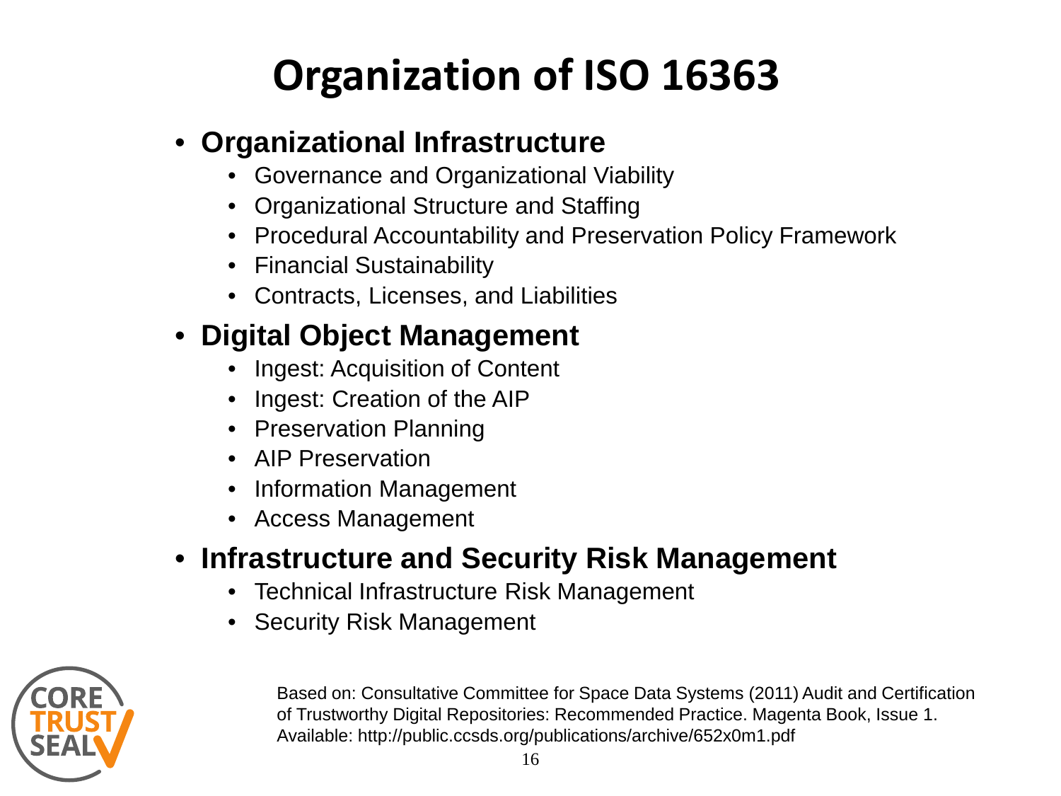# Organization of ISO 16363

- **Organizational Infrastructure**
  - Governance and Organizational Viability
  - Organizational Structure and Staffing
  - Procedural Accountability and Preservation Policy Framework
  - Financial Sustainability
  - Contracts, Licenses, and Liabilities
- **Digital Object Management**
  - Ingest: Acquisition of Content
  - Ingest: Creation of the AIP
  - Preservation Planning
  - AIP Preservation
  - Information Management
  - Access Management
- **Infrastructure and Security Risk Management**
  - Technical Infrastructure Risk Management
  - Security Risk Management

Based on: Consultative Committee for Space Data Systems (2011) Audit and Certification of Trustworthy Digital Repositories: Recommended Practice. Magenta Book, Issue 1. Available: http://public.ccsds.org/publications/archive/652x0m1.pdf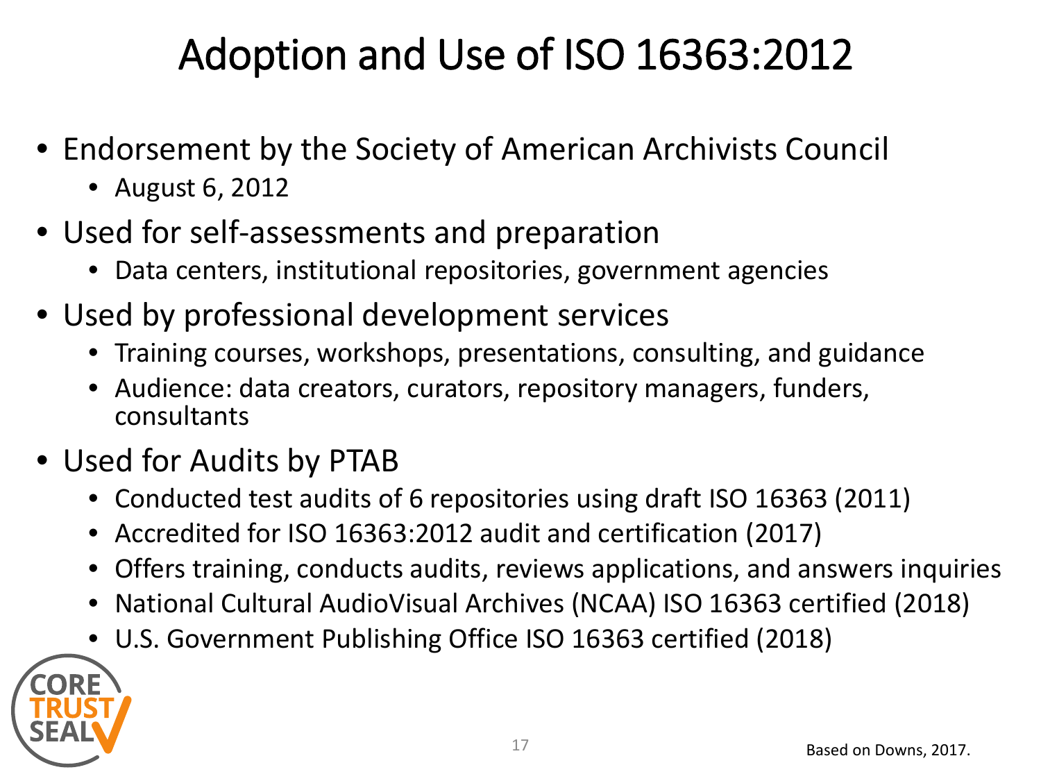# Adoption and Use of ISO 16363:2012

- Endorsement by the Society of American Archivists Council
  - August 6, 2012
- Used for self-assessments and preparation
  - Data centers, institutional repositories, government agencies
- Used by professional development services
  - Training courses, workshops, presentations, consulting, and guidance
  - Audience: data creators, curators, repository managers, funders, consultants
- Used for Audits by PTAB
  - Conducted test audits of 6 repositories using draft ISO 16363 (2011)
  - Accredited for ISO 16363:2012 audit and certification (2017)
  - Offers training, conducts audits, reviews applications, and answers inquiries
  - National Cultural AudioVisual Archives (NCAA) ISO 16363 certified (2018)
  - U.S. Government Publishing Office ISO 16363 certified (2018)

Based on Downs, 2017.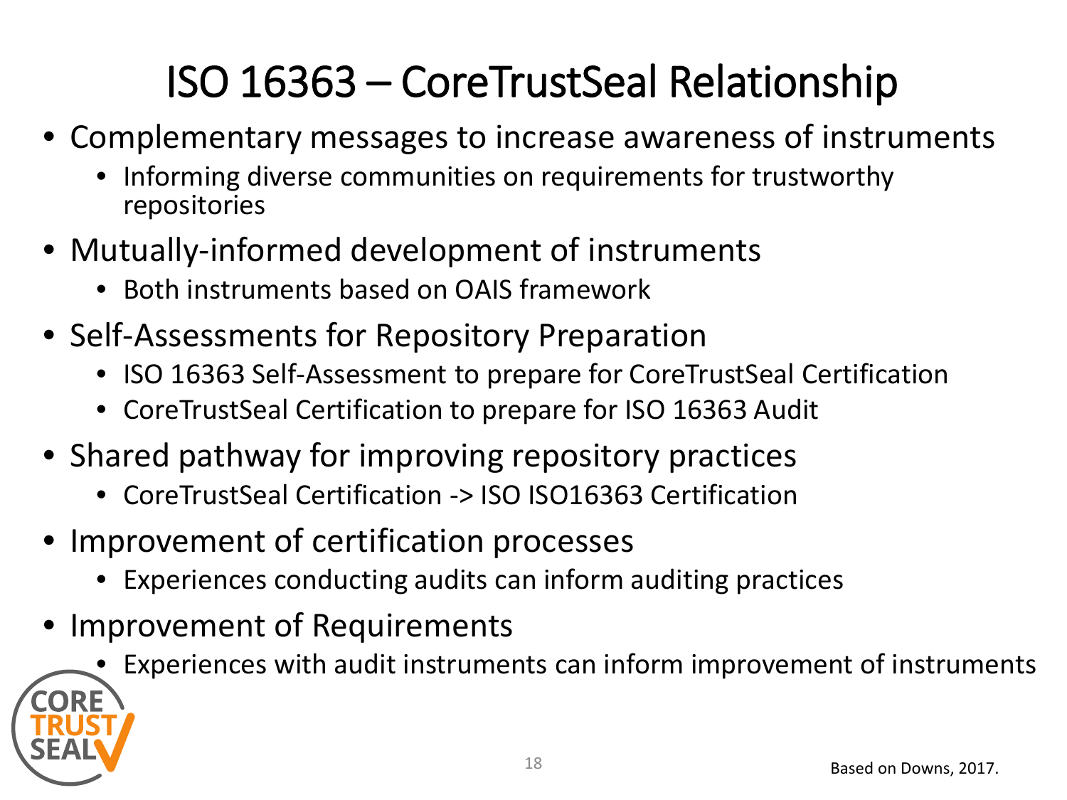# ISO 16363 – CoreTrustSeal Relationship

- Complementary messages to increase awareness of instruments
  - Informing diverse communities on requirements for trustworthy repositories
- Mutually-informed development of instruments
  - Both instruments based on OAIS framework
- Self-Assessments for Repository Preparation
  - ISO 16363 Self-Assessment to prepare for CoreTrustSeal Certification
  - CoreTrustSeal Certification to prepare for ISO 16363 Audit
- Shared pathway for improving repository practices
  - CoreTrustSeal Certification -> ISO ISO16363 Certification
- Improvement of certification processes
  - Experiences conducting audits can inform auditing practices
- Improvement of Requirements
  - Experiences with audit instruments can inform improvement of instruments

Based on Downs, 2017.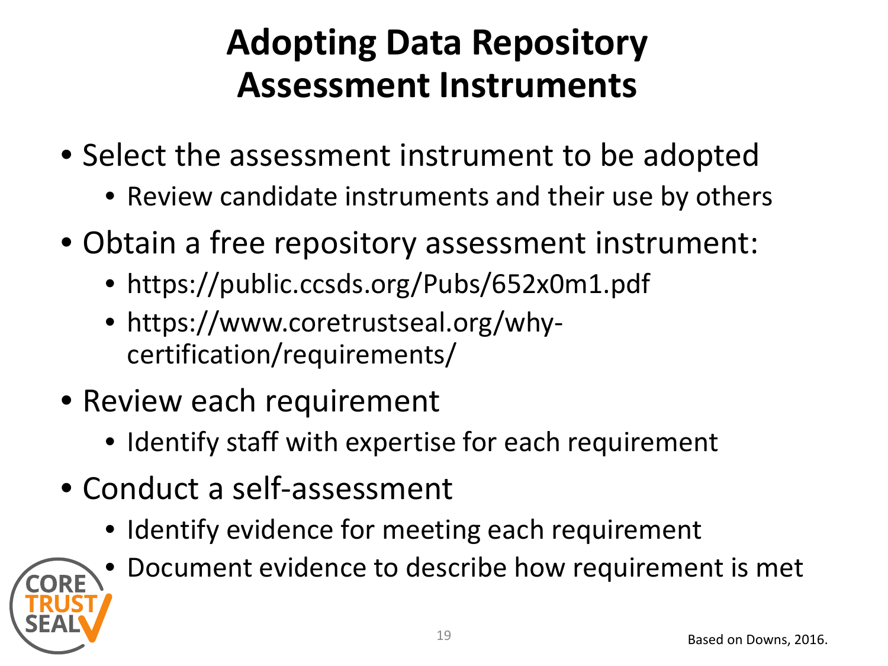# Adopting Data Repository Assessment Instruments

- Select the assessment instrument to be adopted
  - Review candidate instruments and their use by others
- Obtain a free repository assessment instrument:
  - https://public.ccsds.org/Pubs/652x0m1.pdf
  - https://www.coretrustseal.org/why-certification/requirements/
- Review each requirement
  - Identify staff with expertise for each requirement
- Conduct a self-assessment
  - Identify evidence for meeting each requirement
  - Document evidence to describe how requirement is met

Based on Downs, 2016.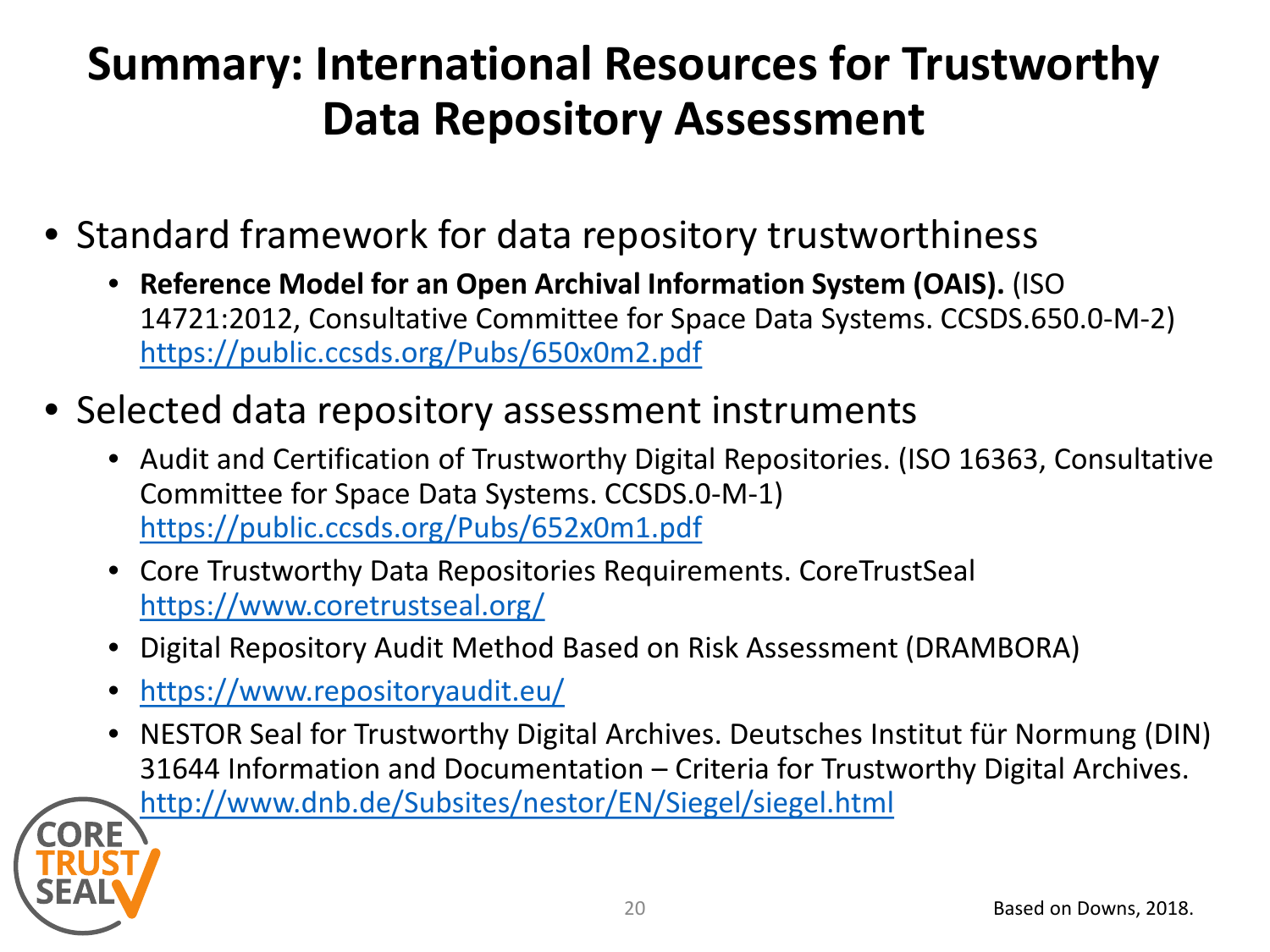# Summary: International Resources for Trustworthy Data Repository Assessment

- Standard framework for data repository trustworthiness
  - **Reference Model for an Open Archival Information System (OAIS).** (ISO 14721:2012, Consultative Committee for Space Data Systems. CCSDS.650.0-M-2) https://public.ccsds.org/Pubs/650x0m2.pdf
- Selected data repository assessment instruments
  - Audit and Certification of Trustworthy Digital Repositories. (ISO 16363, Consultative Committee for Space Data Systems. CCSDS.0-M-1) https://public.ccsds.org/Pubs/652x0m1.pdf
  - Core Trustworthy Data Repositories Requirements. CoreTrustSeal https://www.coretrustseal.org/
  - Digital Repository Audit Method Based on Risk Assessment (DRAMBORA)
  - https://www.repositoryaudit.eu/
  - NESTOR Seal for Trustworthy Digital Archives. Deutsches Institut für Normung (DIN) 31644 Information and Documentation – Criteria for Trustworthy Digital Archives. http://www.dnb.de/Subsites/nestor/EN/Siegel/siegel.html

Based on Downs, 2018.